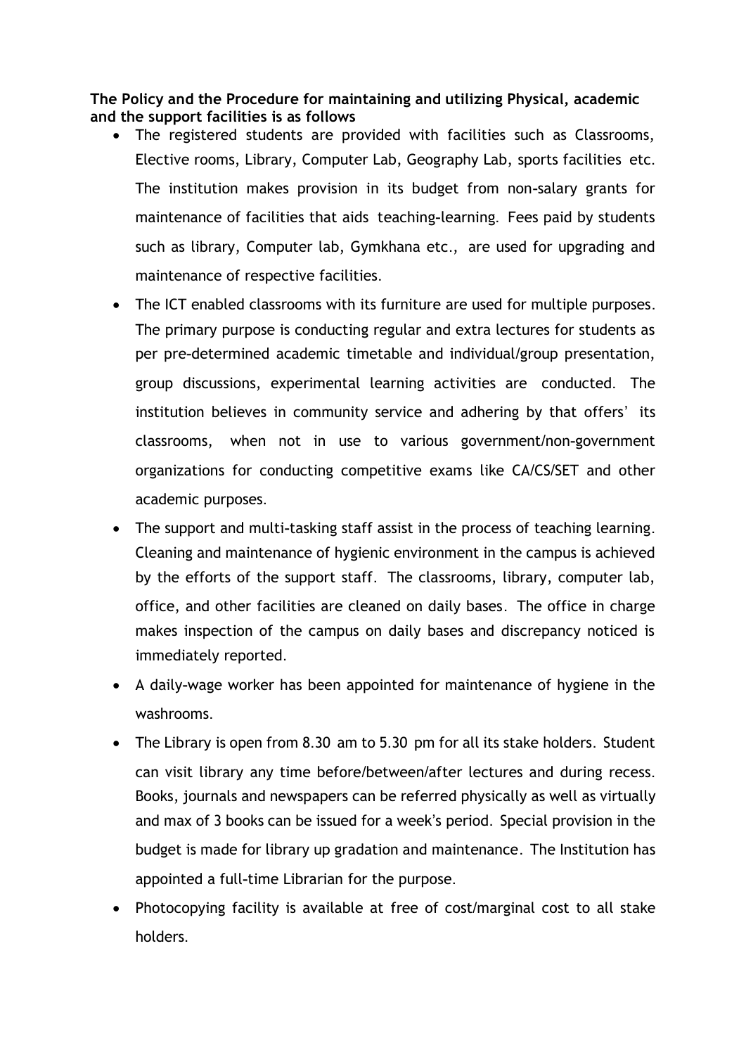**The Policy and the Procedure for maintaining and utilizing Physical, academic and the support facilities is as follows**

- The registered students are provided with facilities such as Classrooms, Elective rooms, Library, Computer Lab, Geography Lab, sports facilities etc. The institution makes provision in its budget from non-salary grants for maintenance of facilities that aids teaching-learning. Fees paid by students such as library, Computer lab, Gymkhana etc., are used for upgrading and maintenance of respective facilities.
- The ICT enabled classrooms with its furniture are used for multiple purposes. The primary purpose is conducting regular and extra lectures for students as per pre-determined academic timetable and individual/group presentation, group discussions, experimental learning activities are conducted. The institution believes in community service and adhering by that offers' its classrooms, when not in use to various government/non-government organizations for conducting competitive exams like CA/CS/SET and other academic purposes.
- The support and multi-tasking staff assist in the process of teaching learning. Cleaning and maintenance of hygienic environment in the campus is achieved by the efforts of the support staff. The classrooms, library, computer lab, office, and other facilities are cleaned on daily bases. The office in charge makes inspection of the campus on daily bases and discrepancy noticed is immediately reported.
- A daily-wage worker has been appointed for maintenance of hygiene in the washrooms.
- The Library is open from 8.30 am to 5.30 pm for all its stake holders. Student can visit library any time before/between/after lectures and during recess. Books, journals and newspapers can be referred physically as well as virtually and max of 3 books can be issued for a week's period. Special provision in the budget is made for library up gradation and maintenance. The Institution has appointed a full-time Librarian for the purpose.
- Photocopying facility is available at free of cost/marginal cost to all stake holders.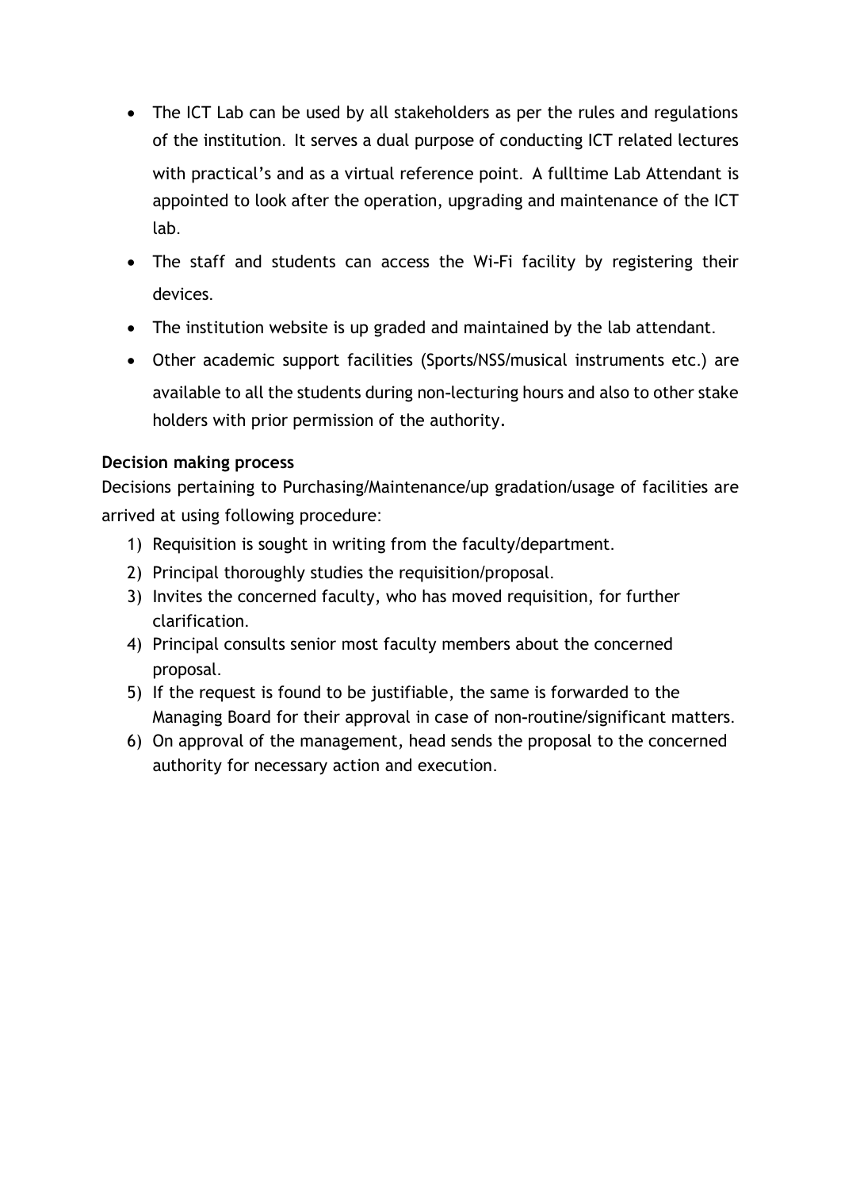- The ICT Lab can be used by all stakeholders as per the rules and regulations of the institution. It serves a dual purpose of conducting ICT related lectures with practical's and as a virtual reference point. A fulltime Lab Attendant is appointed to look after the operation, upgrading and maintenance of the ICT lab.
- The staff and students can access the Wi-Fi facility by registering their devices.
- The institution website is up graded and maintained by the lab attendant.
- Other academic support facilities (Sports/NSS/musical instruments etc.) are available to all the students during non-lecturing hours and also to other stake holders with prior permission of the authority.

**Decision making process**

Decisions pertaining to Purchasing/Maintenance/up gradation/usage of facilities are arrived at using following procedure:

1) Requisition is sought in writing from the faculty/department.
2) Principal thoroughly studies the requisition/proposal.
3) Invites the concerned faculty, who has moved requisition, for further clarification.
4) Principal consults senior most faculty members about the concerned proposal.
5) If the request is found to be justifiable, the same is forwarded to the Managing Board for their approval in case of non-routine/significant matters.
6) On approval of the management, head sends the proposal to the concerned authority for necessary action and execution.